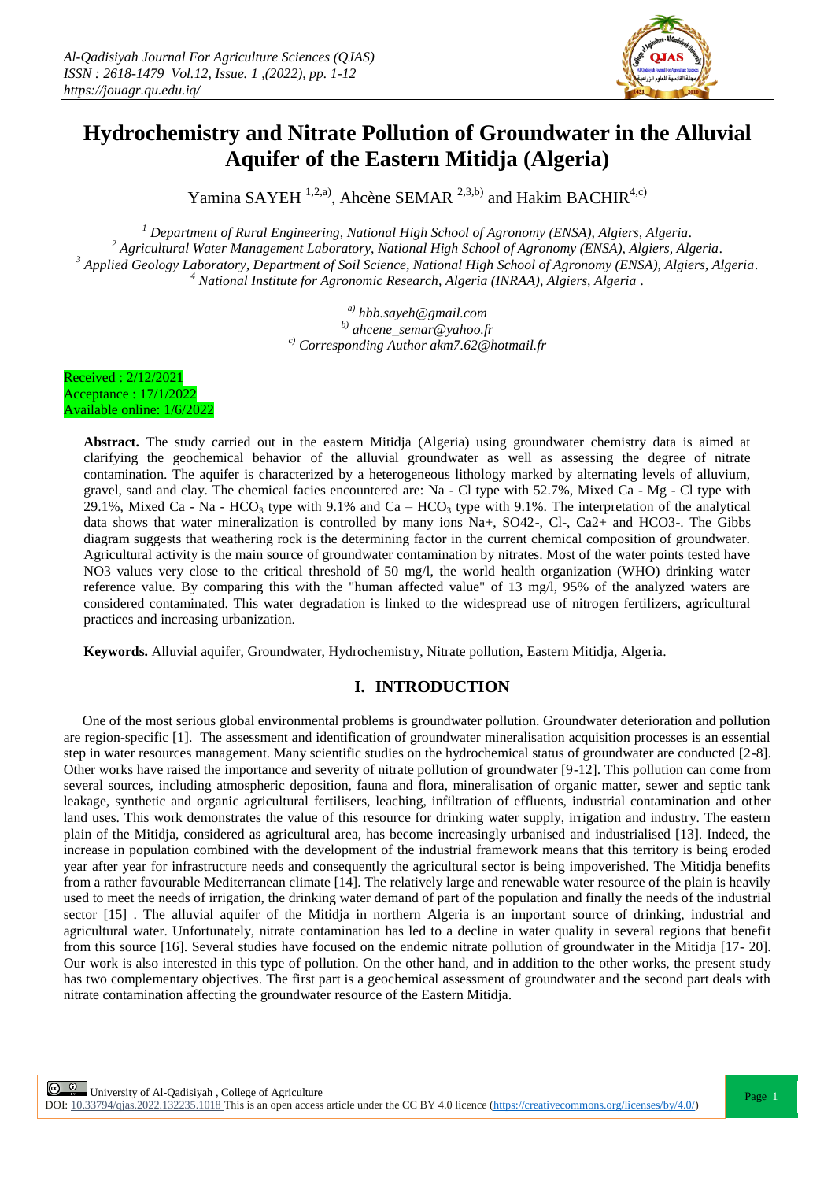# Hydrochemistry and Nitrate Pollution of Groundwater in the Alluvial Aquifer of the Eastern Mitidja (Algeria)

Yamina SAYEH [1,2,a)], Ahcène SEMAR [2,3,b)] and Hakim BACHIR[4,c)]

[1] *Department of Rural Engineering, National High School of Agronomy (ENSA), Algiers, Algeria.*
[2] *Agricultural Water Management Laboratory, National High School of Agronomy (ENSA), Algiers, Algeria.*
[3] *Applied Geology Laboratory, Department of Soil Science, National High School of Agronomy (ENSA), Algiers, Algeria.*
[4] *National Institute for Agronomic Research, Algeria (INRAA), Algiers, Algeria .*

[a)] *hbb.sayeh@gmail.com*
[b)] *ahcene_semar@yahoo.fr*
[c)] *Corresponding Author akm7.62@hotmail.fr*

Received : 2/12/2021
Acceptance : 17/1/2022
Available online: 1/6/2022

**Abstract.** The study carried out in the eastern Mitidja (Algeria) using groundwater chemistry data is aimed at clarifying the geochemical behavior of the alluvial groundwater as well as assessing the degree of nitrate contamination. The aquifer is characterized by a heterogeneous lithology marked by alternating levels of alluvium, gravel, sand and clay. The chemical facies encountered are: Na - Cl type with 52.7%, Mixed Ca - Mg - Cl type with 29.1%, Mixed Ca - Na - $HCO_3$ type with 9.1% and Ca – $HCO_3$ type with 9.1%. The interpretation of the analytical data shows that water mineralization is controlled by many ions Na+, SO42-, Cl-, Ca2+ and HCO3-. The Gibbs diagram suggests that weathering rock is the determining factor in the current chemical composition of groundwater. Agricultural activity is the main source of groundwater contamination by nitrates. Most of the water points tested have NO3 values very close to the critical threshold of 50 mg/l, the world health organization (WHO) drinking water reference value. By comparing this with the "human affected value" of 13 mg/l, 95% of the analyzed waters are considered contaminated. This water degradation is linked to the widespread use of nitrogen fertilizers, agricultural practices and increasing urbanization.

**Keywords.** Alluvial aquifer, Groundwater, Hydrochemistry, Nitrate pollution, Eastern Mitidja, Algeria.

## I. INTRODUCTION

One of the most serious global environmental problems is groundwater pollution. Groundwater deterioration and pollution are region-specific [1]. The assessment and identification of groundwater mineralisation acquisition processes is an essential step in water resources management. Many scientific studies on the hydrochemical status of groundwater are conducted [2-8]. Other works have raised the importance and severity of nitrate pollution of groundwater [9-12]. This pollution can come from several sources, including atmospheric deposition, fauna and flora, mineralisation of organic matter, sewer and septic tank leakage, synthetic and organic agricultural fertilisers, leaching, infiltration of effluents, industrial contamination and other land uses. This work demonstrates the value of this resource for drinking water supply, irrigation and industry. The eastern plain of the Mitidja, considered as agricultural area, has become increasingly urbanised and industrialised [13]. Indeed, the increase in population combined with the development of the industrial framework means that this territory is being eroded year after year for infrastructure needs and consequently the agricultural sector is being impoverished. The Mitidja benefits from a rather favourable Mediterranean climate [14]. The relatively large and renewable water resource of the plain is heavily used to meet the needs of irrigation, the drinking water demand of part of the population and finally the needs of the industrial sector [15] . The alluvial aquifer of the Mitidja in northern Algeria is an important source of drinking, industrial and agricultural water. Unfortunately, nitrate contamination has led to a decline in water quality in several regions that benefit from this source [16]. Several studies have focused on the endemic nitrate pollution of groundwater in the Mitidja [17- 20]. Our work is also interested in this type of pollution. On the other hand, and in addition to the other works, the present study has two complementary objectives. The first part is a geochemical assessment of groundwater and the second part deals with nitrate contamination affecting the groundwater resource of the Eastern Mitidja.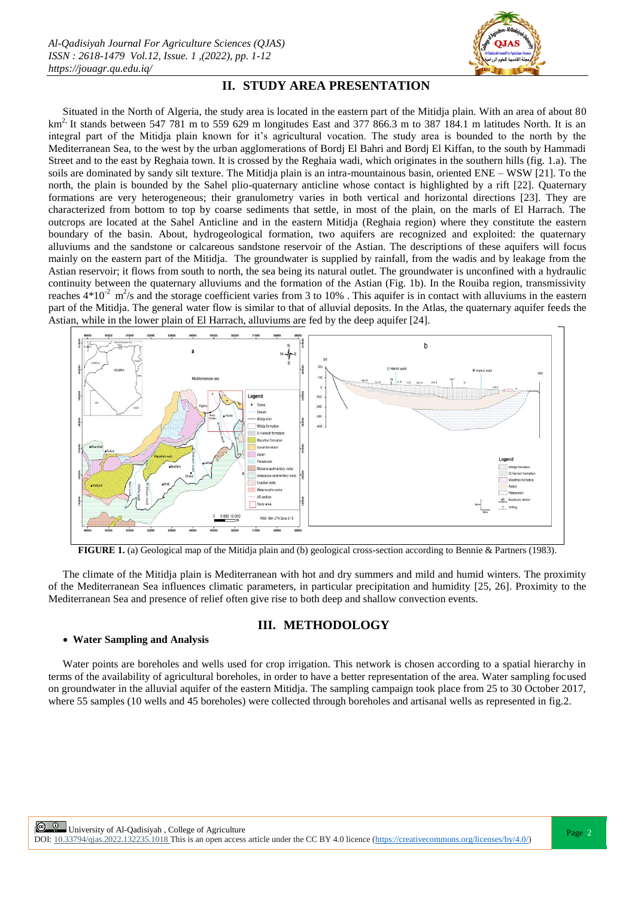## II. STUDY AREA PRESENTATION

Situated in the North of Algeria, the study area is located in the eastern part of the Mitidja plain. With an area of about 80 $km^2$. It stands between 547 781 m to 559 629 m longitudes East and 377 866.3 m to 387 184.1 m latitudes North. It is an integral part of the Mitidja plain known for it's agricultural vocation. The study area is bounded to the north by the Mediterranean Sea, to the west by the urban agglomerations of Bordj El Bahri and Bordj El Kiffan, to the south by Hammadi Street and to the east by Reghaia town. It is crossed by the Reghaia wadi, which originates in the southern hills (fig. 1.a). The soils are dominated by sandy silt texture. The Mitidja plain is an intra-mountainous basin, oriented ENE – WSW [21]. To the north, the plain is bounded by the Sahel plio-quaternary anticline whose contact is highlighted by a rift [22]. Quaternary formations are very heterogeneous; their granulometry varies in both vertical and horizontal directions [23]. They are characterized from bottom to top by coarse sediments that settle, in most of the plain, on the marls of El Harrach. The outcrops are located at the Sahel Anticline and in the eastern Mitidja (Reghaia region) where they constitute the eastern boundary of the basin. About, hydrogeological formation, two aquifers are recognized and exploited: the quaternary alluviums and the sandstone or calcareous sandstone reservoir of the Astian. The descriptions of these aquifers will focus mainly on the eastern part of the Mitidja. The groundwater is supplied by rainfall, from the wadis and by leakage from the Astian reservoir; it flows from south to north, the sea being its natural outlet. The groundwater is unconfined with a hydraulic continuity between the quaternary alluviums and the formation of the Astian (Fig. 1b). In the Rouiba region, transmissivity reaches $4*10^{-2}$ $m^2/s$ and the storage coefficient varies from 3 to 10% . This aquifer is in contact with alluviums in the eastern part of the Mitidja. The general water flow is similar to that of alluvial deposits. In the Atlas, the quaternary aquifer feeds the Astian, while in the lower plain of El Harrach, alluviums are fed by the deep aquifer [24].

**FIGURE 1.** (a) Geological map of the Mitidja plain and (b) geological cross-section according to Bennie & Partners (1983).

The climate of the Mitidja plain is Mediterranean with hot and dry summers and mild and humid winters. The proximity of the Mediterranean Sea influences climatic parameters, in particular precipitation and humidity [25, 26]. Proximity to the Mediterranean Sea and presence of relief often give rise to both deep and shallow convection events.

## III. METHODOLOGY

- **Water Sampling and Analysis**

Water points are boreholes and wells used for crop irrigation. This network is chosen according to a spatial hierarchy in terms of the availability of agricultural boreholes, in order to have a better representation of the area. Water sampling focused on groundwater in the alluvial aquifer of the eastern Mitidja. The sampling campaign took place from 25 to 30 October 2017, where 55 samples (10 wells and 45 boreholes) were collected through boreholes and artisanal wells as represented in fig.2.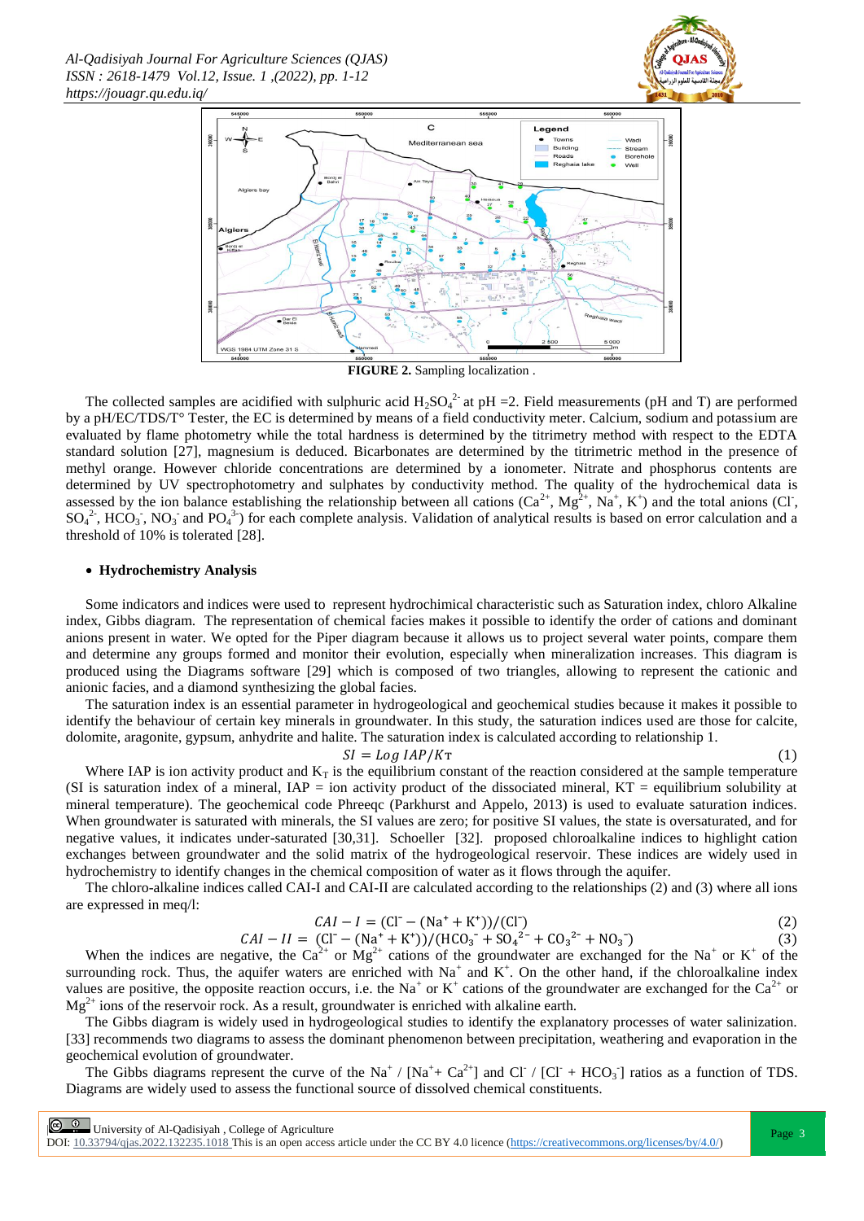FIGURE 2. Sampling localization .

The collected samples are acidified with sulphuric acid $H_2SO_4^{2-}$ at pH =2. Field measurements (pH and T) are performed by a pH/EC/TDS/T° Tester, the EC is determined by means of a field conductivity meter. Calcium, sodium and potassium are evaluated by flame photometry while the total hardness is determined by the titrimetry method with respect to the EDTA standard solution [27], magnesium is deduced. Bicarbonates are determined by the titrimetric method in the presence of methyl orange. However chloride concentrations are determined by a ionometer. Nitrate and phosphorus contents are determined by UV spectrophotometry and sulphates by conductivity method. The quality of the hydrochemical data is assessed by the ion balance establishing the relationship between all cations ($Ca^{2+}$, $Mg^{2+}$, $Na^+$, $K^+$) and the total anions ($Cl^-$, $SO_4^{2-}$, $HCO_3^-$, $NO_3^-$ and $PO_4^{3-}$) for each complete analysis. Validation of analytical results is based on error calculation and a threshold of 10% is tolerated [28].

- **Hydrochemistry Analysis**

Some indicators and indices were used to represent hydrochimical characteristic such as Saturation index, chloro Alkaline index, Gibbs diagram. The representation of chemical facies makes it possible to identify the order of cations and dominant anions present in water. We opted for the Piper diagram because it allows us to project several water points, compare them and determine any groups formed and monitor their evolution, especially when mineralization increases. This diagram is produced using the Diagrams software [29] which is composed of two triangles, allowing to represent the cationic and anionic facies, and a diamond synthesizing the global facies.

The saturation index is an essential parameter in hydrogeological and geochemical studies because it makes it possible to identify the behaviour of certain key minerals in groundwater. In this study, the saturation indices used are those for calcite, dolomite, aragonite, gypsum, anhydrite and halite. The saturation index is calculated according to relationship 1.

$$SI = Log\ IAP/K_T \tag{1}$$

Where IAP is ion activity product and $K_T$ is the equilibrium constant of the reaction considered at the sample temperature (SI is saturation index of a mineral, IAP = ion activity product of the dissociated mineral, KT = equilibrium solubility at mineral temperature). The geochemical code Phreeqc (Parkhurst and Appelo, 2013) is used to evaluate saturation indices. When groundwater is saturated with minerals, the SI values are zero; for positive SI values, the state is oversaturated, and for negative values, it indicates under-saturated [30,31]. Schoeller [32]. proposed chloroalkaline indices to highlight cation exchanges between groundwater and the solid matrix of the hydrogeological reservoir. These indices are widely used in hydrochemistry to identify changes in the chemical composition of water as it flows through the aquifer.

The chloro-alkaline indices called CAI-I and CAI-II are calculated according to the relationships (2) and (3) where all ions are expressed in meq/l:

$$CAI - I = (Cl^- - (Na^+ + K^+))/(Cl^-) \tag{2}$$

$$CAI - II = (Cl^- - (Na^+ + K^+))/(HCO_3^- + SO_4^{2-} + CO_3^{2-} + NO_3^-) \tag{3}$$

When the indices are negative, the $Ca^{2+}$ or $Mg^{2+}$ cations of the groundwater are exchanged for the $Na^+$ or $K^+$ of the surrounding rock. Thus, the aquifer waters are enriched with $Na^+$ and $K^+$. On the other hand, if the chloroalkaline index values are positive, the opposite reaction occurs, i.e. the $Na^+$ or $K^+$ cations of the groundwater are exchanged for the $Ca^{2+}$ or $Mg^{2+}$ ions of the reservoir rock. As a result, groundwater is enriched with alkaline earth.

The Gibbs diagram is widely used in hydrogeological studies to identify the explanatory processes of water salinization. [33] recommends two diagrams to assess the dominant phenomenon between precipitation, weathering and evaporation in the geochemical evolution of groundwater.

The Gibbs diagrams represent the curve of the $Na^+$ / [$Na^+$+ $Ca^{2+}$] and $Cl^-$ / [$Cl^-$ + $HCO_3^-$] ratios as a function of TDS. Diagrams are widely used to assess the functional source of dissolved chemical constituents.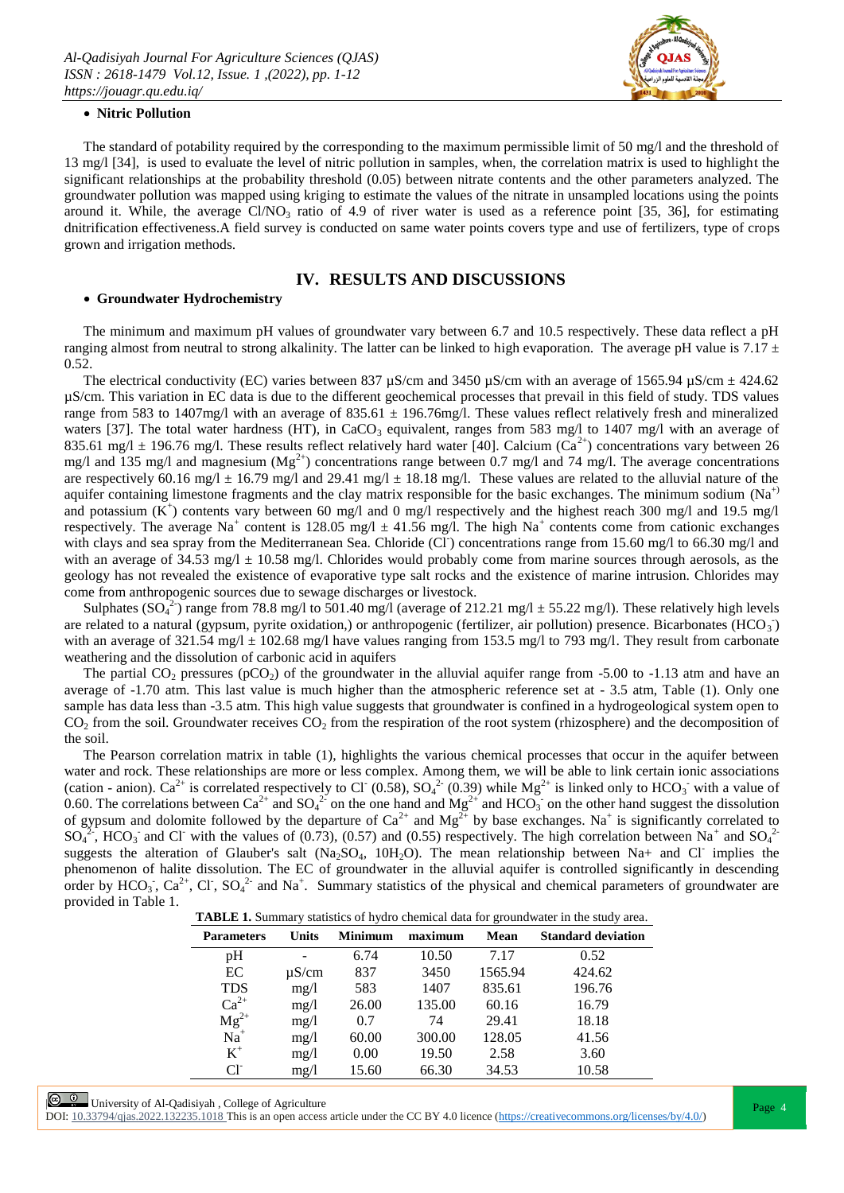- **Nitric Pollution**

The standard of potability required by the corresponding to the maximum permissible limit of 50 mg/l and the threshold of 13 mg/l [34], is used to evaluate the level of nitric pollution in samples, when, the correlation matrix is used to highlight the significant relationships at the probability threshold (0.05) between nitrate contents and the other parameters analyzed. The groundwater pollution was mapped using kriging to estimate the values of the nitrate in unsampled locations using the points around it. While, the average $Cl/NO_3$ ratio of 4.9 of river water is used as a reference point [35, 36], for estimating dnitrification effectiveness.A field survey is conducted on same water points covers type and use of fertilizers, type of crops grown and irrigation methods.

## IV. RESULTS AND DISCUSSIONS

- **Groundwater Hydrochemistry**

The minimum and maximum pH values of groundwater vary between 6.7 and 10.5 respectively. These data reflect a pH ranging almost from neutral to strong alkalinity. The latter can be linked to high evaporation. The average pH value is 7.17 ± 0.52.

The electrical conductivity (EC) varies between 837 µS/cm and 3450 µS/cm with an average of 1565.94 µS/cm ± 424.62 µS/cm. This variation in EC data is due to the different geochemical processes that prevail in this field of study. TDS values range from 583 to 1407mg/l with an average of 835.61 ± 196.76mg/l. These values reflect relatively fresh and mineralized waters [37]. The total water hardness (HT), in $CaCO_3$ equivalent, ranges from 583 mg/l to 1407 mg/l with an average of 835.61 mg/l ± 196.76 mg/l. These results reflect relatively hard water [40]. Calcium ($Ca^{2+}$) concentrations vary between 26 mg/l and 135 mg/l and magnesium ($Mg^{2+}$) concentrations range between 0.7 mg/l and 74 mg/l. The average concentrations are respectively 60.16 mg/l ± 16.79 mg/l and 29.41 mg/l ± 18.18 mg/l. These values are related to the alluvial nature of the aquifer containing limestone fragments and the clay matrix responsible for the basic exchanges. The minimum sodium ($Na^{+}$) and potassium ($K^{+}$) contents vary between 60 mg/l and 0 mg/l respectively and the highest reach 300 mg/l and 19.5 mg/l respectively. The average $Na^{+}$ content is 128.05 mg/l ± 41.56 mg/l. The high $Na^{+}$ contents come from cationic exchanges with clays and sea spray from the Mediterranean Sea. Chloride ($Cl^{-}$) concentrations range from 15.60 mg/l to 66.30 mg/l and with an average of 34.53 mg/l ± 10.58 mg/l. Chlorides would probably come from marine sources through aerosols, as the geology has not revealed the existence of evaporative type salt rocks and the existence of marine intrusion. Chlorides may come from anthropogenic sources due to sewage discharges or livestock.

Sulphates ($SO_4^{2-}$) range from 78.8 mg/l to 501.40 mg/l (average of 212.21 mg/l ± 55.22 mg/l). These relatively high levels are related to a natural (gypsum, pyrite oxidation,) or anthropogenic (fertilizer, air pollution) presence. Bicarbonates ($HCO_3^{-}$) with an average of 321.54 mg/l ± 102.68 mg/l have values ranging from 153.5 mg/l to 793 mg/l. They result from carbonate weathering and the dissolution of carbonic acid in aquifers

The partial $CO_2$ pressures ($pCO_2$) of the groundwater in the alluvial aquifer range from -5.00 to -1.13 atm and have an average of -1.70 atm. This last value is much higher than the atmospheric reference set at - 3.5 atm, Table (1). Only one sample has data less than -3.5 atm. This high value suggests that groundwater is confined in a hydrogeological system open to $CO_2$ from the soil. Groundwater receives $CO_2$ from the respiration of the root system (rhizosphere) and the decomposition of the soil.

The Pearson correlation matrix in table (1), highlights the various chemical processes that occur in the aquifer between water and rock. These relationships are more or less complex. Among them, we will be able to link certain ionic associations (cation - anion). $Ca^{2+}$ is correlated respectively to $Cl^{-}$ (0.58), $SO_4^{2-}$ (0.39) while $Mg^{2+}$ is linked only to $HCO_3^{-}$ with a value of 0.60. The correlations between $Ca^{2+}$ and $SO_4^{2-}$ on the one hand and $Mg^{2+}$ and $HCO_3^{-}$ on the other hand suggest the dissolution of gypsum and dolomite followed by the departure of $Ca^{2+}$ and $Mg^{2+}$ by base exchanges. $Na^{+}$ is significantly correlated to $SO_4^{2-}$, $HCO_3^{-}$ and $Cl^{-}$ with the values of (0.73), (0.57) and (0.55) respectively. The high correlation between $Na^{+}$ and $SO_4^{2-}$ suggests the alteration of Glauber's salt ($Na_2SO_4$, $10H_2O$). The mean relationship between Na+ and $Cl^{-}$ implies the phenomenon of halite dissolution. The EC of groundwater in the alluvial aquifer is controlled significantly in descending order by $HCO_3^{-}$, $Ca^{2+}$, $Cl^{-}$, $SO_4^{2-}$ and $Na^{+}$. Summary statistics of the physical and chemical parameters of groundwater are provided in Table 1.

**TABLE 1.** Summary statistics of hydro chemical data for groundwater in the study area.

| Parameters | Units | Minimum | maximum | Mean | Standard deviation |
|---|---|---|---|---|---|
| pH | - | 6.74 | 10.50 | 7.17 | 0.52 |
| EC | µS/cm | 837 | 3450 | 1565.94 | 424.62 |
| TDS | mg/l | 583 | 1407 | 835.61 | 196.76 |
| $Ca^{2+}$ | mg/l | 26.00 | 135.00 | 60.16 | 16.79 |
| $Mg^{2+}$ | mg/l | 0.7 | 74 | 29.41 | 18.18 |
| $Na^{+}$ | mg/l | 60.00 | 300.00 | 128.05 | 41.56 |
| $K^{+}$ | mg/l | 0.00 | 19.50 | 2.58 | 3.60 |
| $Cl^{-}$ | mg/l | 15.60 | 66.30 | 34.53 | 10.58 |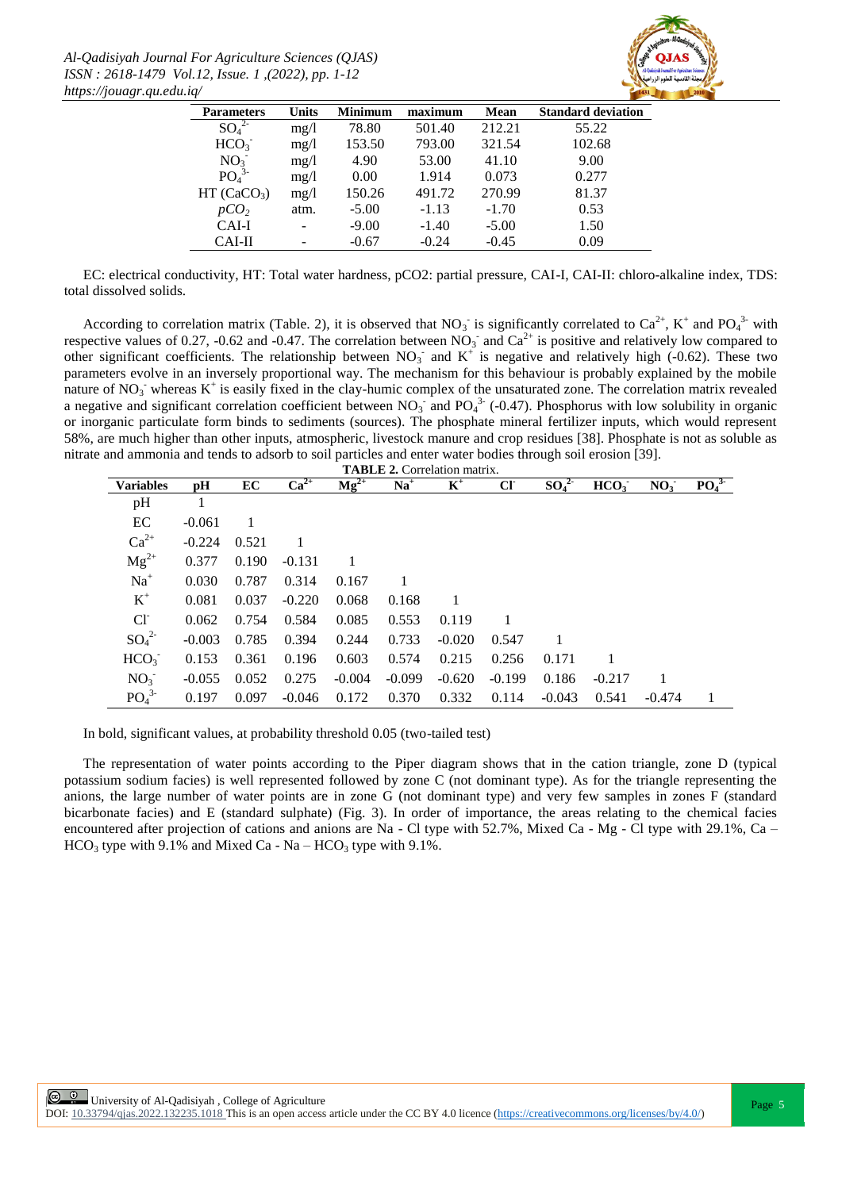| Parameters | Units | Minimum | maximum | Mean | Standard deviation |
| --- | --- | --- | --- | --- | --- |
| $SO_4^{2-}$ | mg/l | 78.80 | 501.40 | 212.21 | 55.22 |
| $HCO_3^-$ | mg/l | 153.50 | 793.00 | 321.54 | 102.68 |
| $NO_3^-$ | mg/l | 4.90 | 53.00 | 41.10 | 9.00 |
| $PO_4^{3-}$ | mg/l | 0.00 | 1.914 | 0.073 | 0.277 |
| HT ($CaCO_3$) | mg/l | 150.26 | 491.72 | 270.99 | 81.37 |
| *pCO₂* | atm. | -5.00 | -1.13 | -1.70 | 0.53 |
| CAI-I | - | -9.00 | -1.40 | -5.00 | 1.50 |
| CAI-II | - | -0.67 | -0.24 | -0.45 | 0.09 |

EC: electrical conductivity, HT: Total water hardness, pCO2: partial pressure, CAI-I, CAI-II: chloro-alkaline index, TDS: total dissolved solids.

According to correlation matrix (Table. 2), it is observed that $NO_3^-$ is significantly correlated to $Ca^{2+}$, $K^+$ and $PO_4^{3-}$ with respective values of 0.27, -0.62 and -0.47. The correlation between $NO_3^-$ and $Ca^{2+}$ is positive and relatively low compared to other significant coefficients. The relationship between $NO_3^-$ and $K^+$ is negative and relatively high (-0.62). These two parameters evolve in an inversely proportional way. The mechanism for this behaviour is probably explained by the mobile nature of $NO_3^-$ whereas $K^+$ is easily fixed in the clay-humic complex of the unsaturated zone. The correlation matrix revealed a negative and significant correlation coefficient between $NO_3^-$ and $PO_4^{3-}$ (-0.47). Phosphorus with low solubility in organic or inorganic particulate form binds to sediments (sources). The phosphate mineral fertilizer inputs, which would represent 58%, are much higher than other inputs, atmospheric, livestock manure and crop residues [38]. Phosphate is not as soluble as nitrate and ammonia and tends to adsorb to soil particles and enter water bodies through soil erosion [39].

**TABLE 2.** Correlation matrix.

| Variables | pH | EC | $Ca^{2+}$ | $Mg^{2+}$ | $Na^+$ | $K^+$ | $Cl^-$ | $SO_4^{2-}$ | $HCO_3^-$ | $NO_3^-$ | $PO_4^{3-}$ |
| --- | --- | --- | --- | --- | --- | --- | --- | --- | --- | --- | --- |
| pH | 1 | | | | | | | | | | |
| EC | -0.061 | 1 | | | | | | | | | |
| $Ca^{2+}$ | -0.224 | 0.521 | 1 | | | | | | | | |
| $Mg^{2+}$ | 0.377 | 0.190 | -0.131 | 1 | | | | | | | |
| $Na^+$ | 0.030 | 0.787 | 0.314 | 0.167 | 1 | | | | | | |
| $K^+$ | 0.081 | 0.037 | -0.220 | 0.068 | 0.168 | 1 | | | | | |
| $Cl^-$ | 0.062 | 0.754 | 0.584 | 0.085 | 0.553 | 0.119 | 1 | | | | |
| $SO_4^{2-}$ | -0.003 | 0.785 | 0.394 | 0.244 | 0.733 | -0.020 | 0.547 | 1 | | | |
| $HCO_3^-$ | 0.153 | 0.361 | 0.196 | 0.603 | 0.574 | 0.215 | 0.256 | 0.171 | 1 | | |
| $NO_3^-$ | -0.055 | 0.052 | 0.275 | -0.004 | -0.099 | -0.620 | -0.199 | 0.186 | -0.217 | 1 | |
| $PO_4^{3-}$ | 0.197 | 0.097 | -0.046 | 0.172 | 0.370 | 0.332 | 0.114 | -0.043 | 0.541 | -0.474 | 1 |

In bold, significant values, at probability threshold 0.05 (two-tailed test)

The representation of water points according to the Piper diagram shows that in the cation triangle, zone D (typical potassium sodium facies) is well represented followed by zone C (not dominant type). As for the triangle representing the anions, the large number of water points are in zone G (not dominant type) and very few samples in zones F (standard bicarbonate facies) and E (standard sulphate) (Fig. 3). In order of importance, the areas relating to the chemical facies encountered after projection of cations and anions are Na - Cl type with 52.7%, Mixed Ca - Mg - Cl type with 29.1%, Ca – $HCO_3$ type with 9.1% and Mixed Ca - Na – $HCO_3$ type with 9.1%.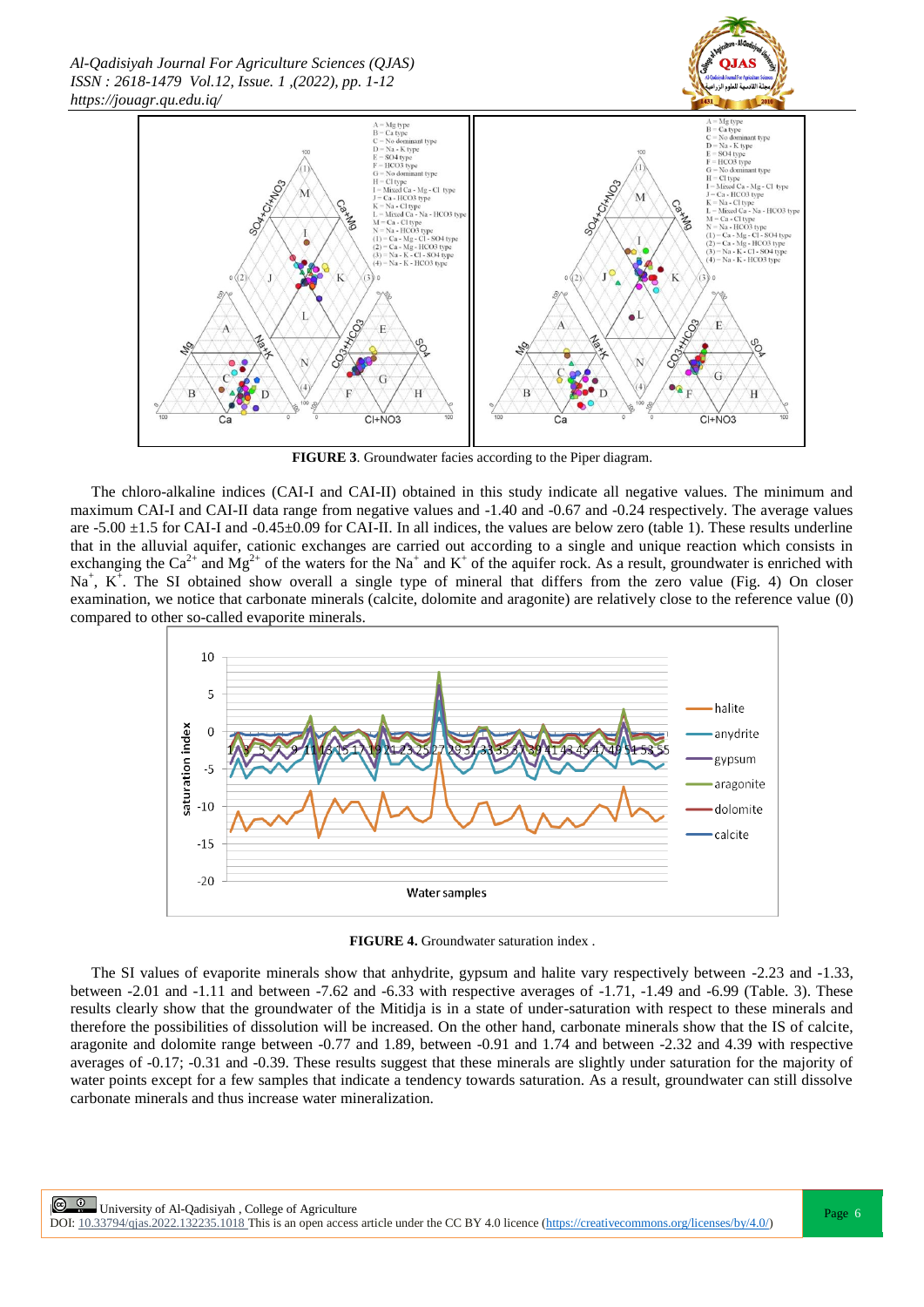**FIGURE 3**. Groundwater facies according to the Piper diagram.

The chloro-alkaline indices (CAI-I and CAI-II) obtained in this study indicate all negative values. The minimum and maximum CAI-I and CAI-II data range from negative values and -1.40 and -0.67 and -0.24 respectively. The average values are -5.00 ±1.5 for CAI-I and -0.45±0.09 for CAI-II. In all indices, the values are below zero (table 1). These results underline that in the alluvial aquifer, cationic exchanges are carried out according to a single and unique reaction which consists in exchanging the $Ca^{2+}$ and $Mg^{2+}$ of the waters for the $Na^{+}$ and $K^{+}$ of the aquifer rock. As a result, groundwater is enriched with $Na^{+}$, $K^{+}$. The SI obtained show overall a single type of mineral that differs from the zero value (Fig. 4) On closer examination, we notice that carbonate minerals (calcite, dolomite and aragonite) are relatively close to the reference value (0) compared to other so-called evaporite minerals.

**FIGURE 4.** Groundwater saturation index .

The SI values of evaporite minerals show that anhydrite, gypsum and halite vary respectively between -2.23 and -1.33, between -2.01 and -1.11 and between -7.62 and -6.33 with respective averages of -1.71, -1.49 and -6.99 (Table. 3). These results clearly show that the groundwater of the Mitidja is in a state of under-saturation with respect to these minerals and therefore the possibilities of dissolution will be increased. On the other hand, carbonate minerals show that the IS of calcite, aragonite and dolomite range between -0.77 and 1.89, between -0.91 and 1.74 and between -2.32 and 4.39 with respective averages of -0.17; -0.31 and -0.39. These results suggest that these minerals are slightly under saturation for the majority of water points except for a few samples that indicate a tendency towards saturation. As a result, groundwater can still dissolve carbonate minerals and thus increase water mineralization.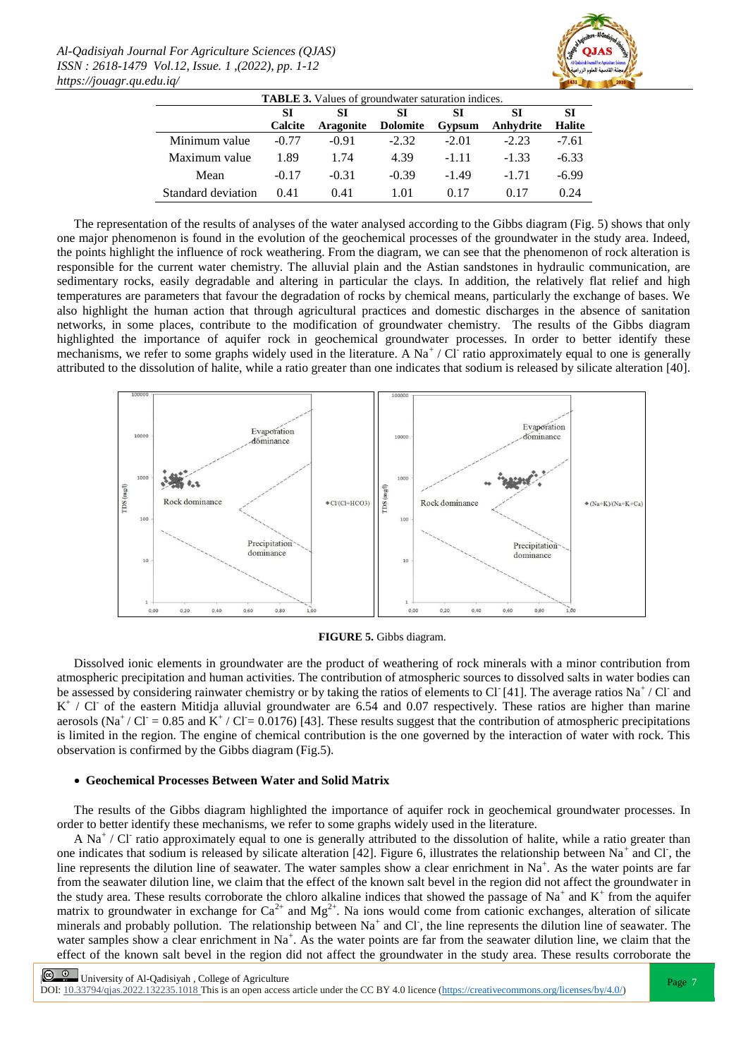**TABLE 3.** Values of groundwater saturation indices.

| | SI Calcite | SI Aragonite | SI Dolomite | SI Gypsum | SI Anhydrite | SI Halite |
|---|---|---|---|---|---|---|
| Minimum value | -0.77 | -0.91 | -2.32 | -2.01 | -2.23 | -7.61 |
| Maximum value | 1.89 | 1.74 | 4.39 | -1.11 | -1.33 | -6.33 |
| Mean | -0.17 | -0.31 | -0.39 | -1.49 | -1.71 | -6.99 |
| Standard deviation | 0.41 | 0.41 | 1.01 | 0.17 | 0.17 | 0.24 |

The representation of the results of analyses of the water analysed according to the Gibbs diagram (Fig. 5) shows that only one major phenomenon is found in the evolution of the geochemical processes of the groundwater in the study area. Indeed, the points highlight the influence of rock weathering. From the diagram, we can see that the phenomenon of rock alteration is responsible for the current water chemistry. The alluvial plain and the Astian sandstones in hydraulic communication, are sedimentary rocks, easily degradable and altering in particular the clays. In addition, the relatively flat relief and high temperatures are parameters that favour the degradation of rocks by chemical means, particularly the exchange of bases. We also highlight the human action that through agricultural practices and domestic discharges in the absence of sanitation networks, in some places, contribute to the modification of groundwater chemistry. The results of the Gibbs diagram highlighted the importance of aquifer rock in geochemical groundwater processes. In order to better identify these mechanisms, we refer to some graphs widely used in the literature. A $Na^+$ / $Cl^-$ ratio approximately equal to one is generally attributed to the dissolution of halite, while a ratio greater than one indicates that sodium is released by silicate alteration [40].

**FIGURE 5.** Gibbs diagram.

Dissolved ionic elements in groundwater are the product of weathering of rock minerals with a minor contribution from atmospheric precipitation and human activities. The contribution of atmospheric sources to dissolved salts in water bodies can be assessed by considering rainwater chemistry or by taking the ratios of elements to $Cl^-$ [41]. The average ratios $Na^+$ / $Cl^-$ and $K^+$ / $Cl^-$ of the eastern Mitidja alluvial groundwater are 6.54 and 0.07 respectively. These ratios are higher than marine aerosols ($Na^+$ / $Cl^-$ = 0.85 and $K^+$ / $Cl^-$= 0.0176) [43]. These results suggest that the contribution of atmospheric precipitations is limited in the region. The engine of chemical contribution is the one governed by the interaction of water with rock. This observation is confirmed by the Gibbs diagram (Fig.5).

- **Geochemical Processes Between Water and Solid Matrix**

The results of the Gibbs diagram highlighted the importance of aquifer rock in geochemical groundwater processes. In order to better identify these mechanisms, we refer to some graphs widely used in the literature.

A $Na^+$ / $Cl^-$ ratio approximately equal to one is generally attributed to the dissolution of halite, while a ratio greater than one indicates that sodium is released by silicate alteration [42]. Figure 6, illustrates the relationship between $Na^+$ and $Cl^-$, the line represents the dilution line of seawater. The water samples show a clear enrichment in $Na^+$. As the water points are far from the seawater dilution line, we claim that the effect of the known salt bevel in the region did not affect the groundwater in the study area. These results corroborate the chloro alkaline indices that showed the passage of $Na^+$ and $K^+$ from the aquifer matrix to groundwater in exchange for $Ca^{2+}$ and $Mg^{2+}$. Na ions would come from cationic exchanges, alteration of silicate minerals and probably pollution. The relationship between $Na^+$ and $Cl^-$, the line represents the dilution line of seawater. The water samples show a clear enrichment in $Na^+$. As the water points are far from the seawater dilution line, we claim that the effect of the known salt bevel in the region did not affect the groundwater in the study area. These results corroborate the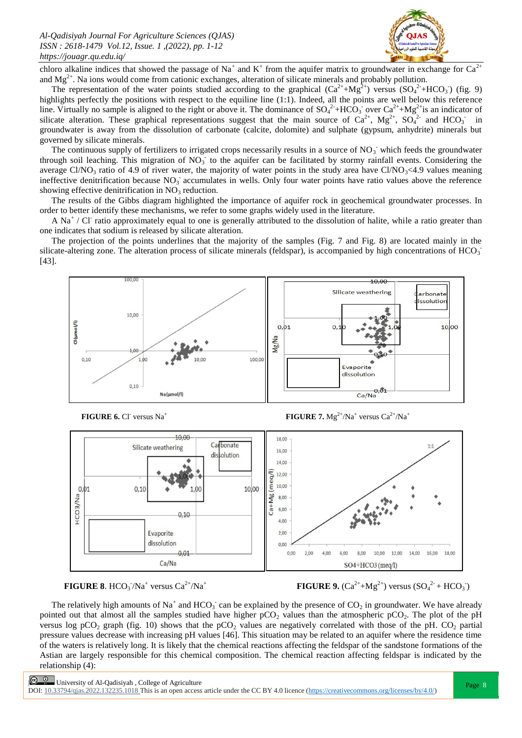chloro alkaline indices that showed the passage of $Na^+$ and $K^+$ from the aquifer matrix to groundwater in exchange for $Ca^{2+}$ and $Mg^{2+}$. Na ions would come from cationic exchanges, alteration of silicate minerals and probably pollution.

The representation of the water points studied according to the graphical ($Ca^{2+}$+$Mg^{2+}$) versus ($SO_4^{2-}$+$HCO_3^-$) (fig. 9) highlights perfectly the positions with respect to the equiline line (1:1). Indeed, all the points are well below this reference line. Virtually no sample is aligned to the right or above it. The dominance of $SO_4^{2-}$+$HCO_3^-$ over $Ca^{2+}$+$Mg^{2+}$ is an indicator of silicate alteration. These graphical representations suggest that the main source of $Ca^{2+}$, $Mg^{2+}$, $SO_4^{2-}$ and $HCO_3^-$ in groundwater is away from the dissolution of carbonate (calcite, dolomite) and sulphate (gypsum, anhydrite) minerals but governed by silicate minerals.

The continuous supply of fertilizers to irrigated crops necessarily results in a source of $NO_3^-$ which feeds the groundwater through soil leaching. This migration of $NO_3^-$ to the aquifer can be facilitated by stormy rainfall events. Considering the average $Cl/NO_3$ ratio of 4.9 of river water, the majority of water points in the study area have $Cl/NO_3$<4.9 values meaning ineffective denitrification because $NO_3^-$ accumulates in wells. Only four water points have ratio values above the reference showing effective denitrification in $NO_3$ reduction.

The results of the Gibbs diagram highlighted the importance of aquifer rock in geochemical groundwater processes. In order to better identify these mechanisms, we refer to some graphs widely used in the literature.

A $Na^+$ / $Cl^-$ ratio approximately equal to one is generally attributed to the dissolution of halite, while a ratio greater than one indicates that sodium is released by silicate alteration.

The projection of the points underlines that the majority of the samples (Fig. 7 and Fig. 8) are located mainly in the silicate-altering zone. The alteration process of silicate minerals (feldspar), is accompanied by high concentrations of $HCO_3^-$ [43].

**FIGURE 6.** $Cl^-$ versus $Na^+$

**FIGURE 7.** $Mg^{2+}/Na^+$ versus $Ca^{2+}/Na^+$

**FIGURE 8**. $HCO_3^-/Na^+$ versus $Ca^{2+}/Na^+$

**FIGURE 9.** ($Ca^{2+}$+$Mg^{2+}$) versus ($SO_4^{2-}$ + $HCO_3^-$)

The relatively high amounts of $Na^+$ and $HCO_3^-$ can be explained by the presence of $CO_2$ in groundwater. We have already pointed out that almost all the samples studied have higher $pCO_2$ values than the atmospheric $pCO_2$. The plot of the pH versus log $pCO_2$ graph (fig. 10) shows that the $pCO_2$ values are negatively correlated with those of the pH. $CO_2$ partial pressure values decrease with increasing pH values [46]. This situation may be related to an aquifer where the residence time of the waters is relatively long. It is likely that the chemical reactions affecting the feldspar of the sandstone formations of the Astian are largely responsible for this chemical composition. The chemical reaction affecting feldspar is indicated by the relationship (4):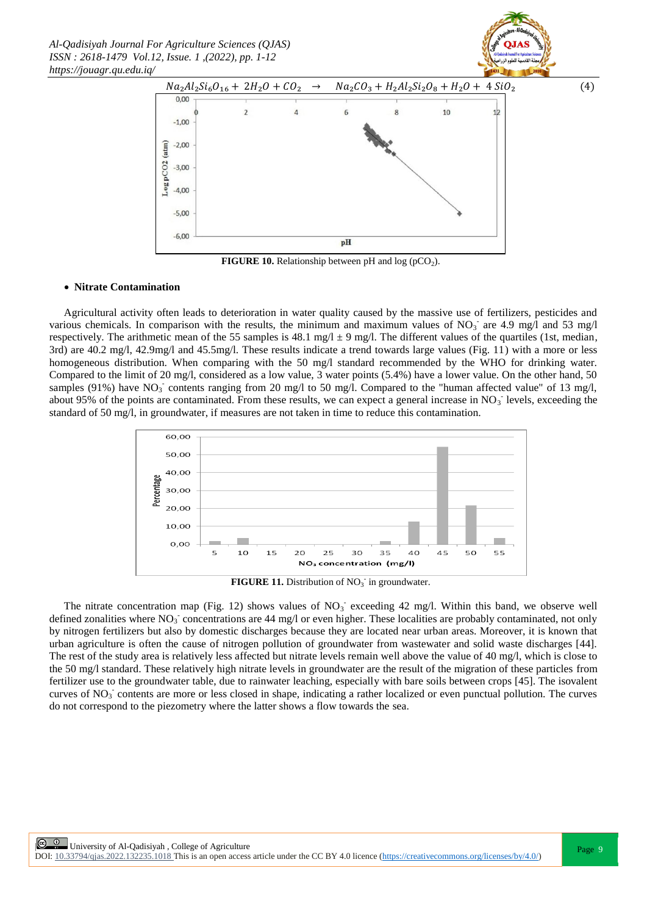$$Na_2Al_2Si_6O_{16} + 2H_2O + CO_2 \rightarrow Na_2CO_3 + H_2Al_2Si_2O_8 + H_2O + 4\,SiO_2 \quad (4)$$

**FIGURE 10.** Relationship between pH and log ($pCO_2$).

- **Nitrate Contamination**

Agricultural activity often leads to deterioration in water quality caused by the massive use of fertilizers, pesticides and various chemicals. In comparison with the results, the minimum and maximum values of $NO_3^-$ are 4.9 mg/l and 53 mg/l respectively. The arithmetic mean of the 55 samples is 48.1 mg/l ± 9 mg/l. The different values of the quartiles (1st, median, 3rd) are 40.2 mg/l, 42.9mg/l and 45.5mg/l. These results indicate a trend towards large values (Fig. 11) with a more or less homogeneous distribution. When comparing with the 50 mg/l standard recommended by the WHO for drinking water. Compared to the limit of 20 mg/l, considered as a low value, 3 water points (5.4%) have a lower value. On the other hand, 50 samples (91%) have $NO_3^-$ contents ranging from 20 mg/l to 50 mg/l. Compared to the "human affected value" of 13 mg/l, about 95% of the points are contaminated. From these results, we can expect a general increase in $NO_3^-$ levels, exceeding the standard of 50 mg/l, in groundwater, if measures are not taken in time to reduce this contamination.

**FIGURE 11.** Distribution of $NO_3^-$ in groundwater.

The nitrate concentration map (Fig. 12) shows values of $NO_3^-$ exceeding 42 mg/l. Within this band, we observe well defined zonalities where $NO_3^-$ concentrations are 44 mg/l or even higher. These localities are probably contaminated, not only by nitrogen fertilizers but also by domestic discharges because they are located near urban areas. Moreover, it is known that urban agriculture is often the cause of nitrogen pollution of groundwater from wastewater and solid waste discharges [44]. The rest of the study area is relatively less affected but nitrate levels remain well above the value of 40 mg/l, which is close to the 50 mg/l standard. These relatively high nitrate levels in groundwater are the result of the migration of these particles from fertilizer use to the groundwater table, due to rainwater leaching, especially with bare soils between crops [45]. The isovalent curves of $NO_3^-$ contents are more or less closed in shape, indicating a rather localized or even punctual pollution. The curves do not correspond to the piezometry where the latter shows a flow towards the sea.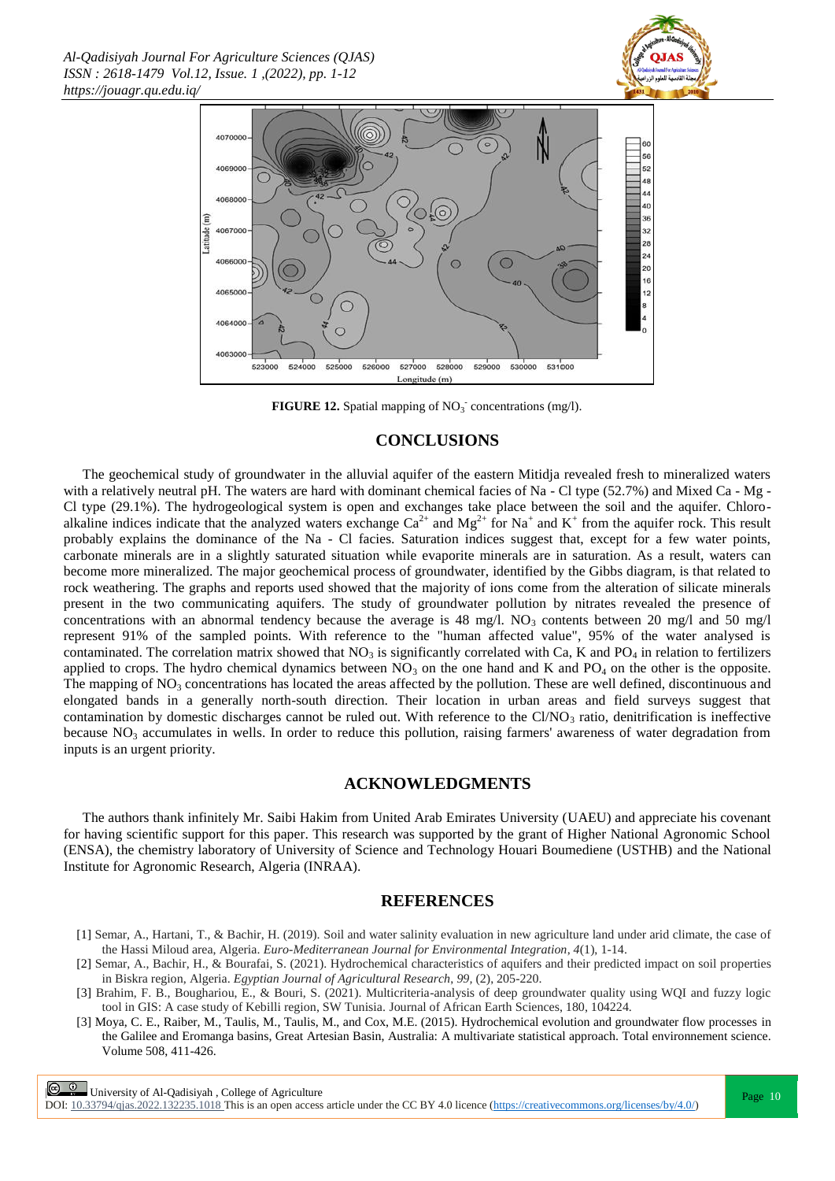**FIGURE 12.** Spatial mapping of $NO_3^-$ concentrations (mg/l).

## CONCLUSIONS

The geochemical study of groundwater in the alluvial aquifer of the eastern Mitidja revealed fresh to mineralized waters with a relatively neutral pH. The waters are hard with dominant chemical facies of Na - Cl type (52.7%) and Mixed Ca - Mg - Cl type (29.1%). The hydrogeological system is open and exchanges take place between the soil and the aquifer. Chloro-alkaline indices indicate that the analyzed waters exchange $Ca^{2+}$ and $Mg^{2+}$ for $Na^+$ and $K^+$ from the aquifer rock. This result probably explains the dominance of the Na - Cl facies. Saturation indices suggest that, except for a few water points, carbonate minerals are in a slightly saturated situation while evaporite minerals are in saturation. As a result, waters can become more mineralized. The major geochemical process of groundwater, identified by the Gibbs diagram, is that related to rock weathering. The graphs and reports used showed that the majority of ions come from the alteration of silicate minerals present in the two communicating aquifers. The study of groundwater pollution by nitrates revealed the presence of concentrations with an abnormal tendency because the average is 48 mg/l. $NO_3$ contents between 20 mg/l and 50 mg/l represent 91% of the sampled points. With reference to the "human affected value", 95% of the water analysed is contaminated. The correlation matrix showed that $NO_3$ is significantly correlated with Ca, K and $PO_4$ in relation to fertilizers applied to crops. The hydro chemical dynamics between $NO_3$ on the one hand and K and $PO_4$ on the other is the opposite. The mapping of $NO_3$ concentrations has located the areas affected by the pollution. These are well defined, discontinuous and elongated bands in a generally north-south direction. Their location in urban areas and field surveys suggest that contamination by domestic discharges cannot be ruled out. With reference to the $Cl/NO_3$ ratio, denitrification is ineffective because $NO_3$ accumulates in wells. In order to reduce this pollution, raising farmers' awareness of water degradation from inputs is an urgent priority.

## ACKNOWLEDGMENTS

The authors thank infinitely Mr. Saibi Hakim from United Arab Emirates University (UAEU) and appreciate his covenant for having scientific support for this paper. This research was supported by the grant of Higher National Agronomic School (ENSA), the chemistry laboratory of University of Science and Technology Houari Boumediene (USTHB) and the National Institute for Agronomic Research, Algeria (INRAA).

## REFERENCES

[1] Semar, A., Hartani, T., & Bachir, H. (2019). Soil and water salinity evaluation in new agriculture land under arid climate, the case of the Hassi Miloud area, Algeria. *Euro-Mediterranean Journal for Environmental Integration*, *4*(1), 1-14.

[2] Semar, A., Bachir, H., & Bourafai, S. (2021). Hydrochemical characteristics of aquifers and their predicted impact on soil properties in Biskra region, Algeria. *Egyptian Journal of Agricultural Research*, *99*, (2), 205-220.

[3] Brahim, F. B., Boughariou, E., & Bouri, S. (2021). Multicriteria-analysis of deep groundwater quality using WQI and fuzzy logic tool in GIS: A case study of Kebilli region, SW Tunisia. Journal of African Earth Sciences, 180, 104224.

[3] Moya, C. E., Raiber, M., Taulis, M., Taulis, M., and Cox, M.E. (2015). Hydrochemical evolution and groundwater flow processes in the Galilee and Eromanga basins, Great Artesian Basin, Australia: A multivariate statistical approach. Total environnement science. Volume 508, 411-426.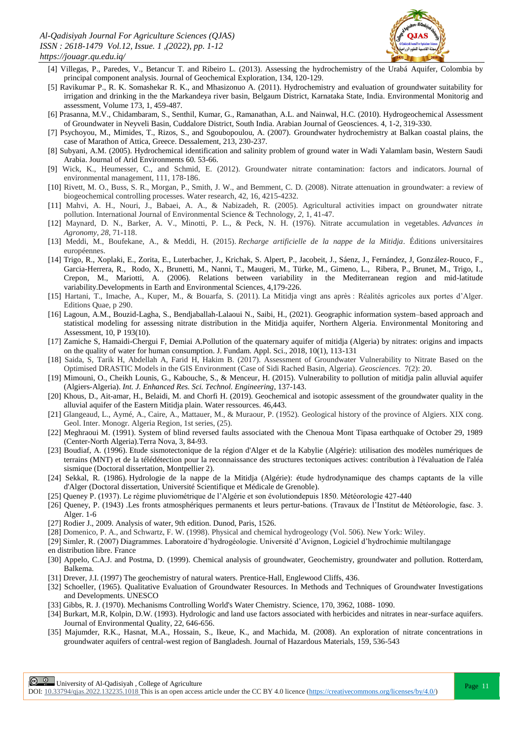[4] Villegas, P., Paredes, V., Betancur T. and Ribeiro L. (2013). Assessing the hydrochemistry of the Urabá Aquifer, Colombia by principal component analysis. Journal of Geochemical Exploration, 134, 120-129.

[5] Ravikumar P., R. K. Somashekar R. K., and Mhasizonuo A. (2011). Hydrochemistry and evaluation of groundwater suitability for irrigation and drinking in the the Markandeya river basin, Belgaum District, Karnataka State, India. Environmental Monitorig and assessment, Volume 173, 1, 459-487.

[6] Prasanna, M.V., Chidambaram, S., Senthil, Kumar, G., Ramanathan, A.L. and Nainwal, H.C. (2010). Hydrogeochemical Assessment of Groundwater in Neyveli Basin, Cuddalore District, South India. Arabian Journal of Geosciences. 4, 1-2, 319-330.

[7] Psychoyou, M., Mimides, T., Rizos, S., and Sgouboupoulou, A. (2007). Groundwater hydrochemistry at Balkan coastal plains, the case of Marathon of Attica, Greece. Dessalement, 213, 230-237.

[8] Subyani, A.M. (2005). Hydrochemical identification and salinity problem of ground water in Wadi Yalamlam basin, Western Saudi Arabia. Journal of Arid Environments 60. 53-66.

[9] Wick, K., Heumesser, C., and Schmid, E. (2012). Groundwater nitrate contamination: factors and indicators. Journal of environmental management, 111, 178-186.

[10] Rivett, M. O., Buss, S. R., Morgan, P., Smith, J. W., and Bemment, C. D. (2008). Nitrate attenuation in groundwater: a review of biogeochemical controlling processes. Water research, 42, 16, 4215-4232.

[11] Mahvi, A. H., Nouri, J., Babaei, A. A., & Nabizadeh, R. (2005). Agricultural activities impact on groundwater nitrate pollution. International Journal of Environmental Science & Technology, 2, 1, 41-47.

[12] Maynard, D. N., Barker, A. V., Minotti, P. L., & Peck, N. H. (1976). Nitrate accumulation in vegetables. *Advances in Agronomy*, *28*, 71-118.

[13] Meddi, M., Boufekane, A., & Meddi, H. (2015). *Recharge artificielle de la nappe de la Mitidja*. Éditions universitaires européennes.

[14] Trigo, R., Xoplaki, E., Zorita, E., Luterbacher, J., Krichak, S. Alpert, P., Jacobeit, J., Sáenz, J., Fernández, J, González-Rouco, F., Garcia-Herrera, R., Rodo, X., Brunetti, M., Nanni, T., Maugeri, M., Türke, M., Gimeno, L., Ribera, P., Brunet, M., Trigo, I., Crepon, M., Mariotti, A. (2006). Relations between variability in the Mediterranean region and mid-latitude variability.Developments in Earth and Environmental Sciences, 4,179-226.

[15] Hartani, T., Imache, A., Kuper, M., & Bouarfa, S. (2011). La Mitidja vingt ans après : Réalités agricoles aux portes d'Alger. Editions Quae, p 290.

[16] Lagoun, A.M., Bouzid-Lagha, S., Bendjaballah-Lalaoui N., Saibi, H., (2021). Geographic information system–based approach and statistical modeling for assessing nitrate distribution in the Mitidja aquifer, Northern Algeria. Environmental Monitoring and Assessment, 10, P 193(10).

[17] Zamiche S, Hamaidi-Chergui F, Demiai A.Pollution of the quaternary aquifer of mitidja (Algeria) by nitrates: origins and impacts on the quality of water for human consumption. J. Fundam. Appl. Sci., 2018, 10(1), 113-131

[18] Saida, S, Tarik H, Abdellah A, Farid H, Hakim B. (2017). Assessment of Groundwater Vulnerability to Nitrate Based on the Optimised DRASTIC Models in the GIS Environment (Case of Sidi Rached Basin, Algeria). *Geosciences*. 7(2): 20.

[19] Mimouni, O., Cheikh Lounis, G., Kabouche, S., & Menceur, H. (2015). Vulnerability to pollution of mitidja palin alluvial aquifer (Algiers-Algeria). *Int. J. Enhanced Res. Sci. Technol. Engineering*, 137-143.

[20] Khous, D., Ait-amar, H., Belaidi, M. and Chorfi H. (2019). Geochemical and isotopic assessment of the groundwater quality in the alluvial aquifer of the Eastern Mitidja plain. Water ressources. 46,443.

[21] Glangeaud, L., Aymé, A., Caire, A., Mattauer, M., & Muraour, P. (1952). Geological history of the province of Algiers. XIX cong. Geol. Inter. Monogr. Algeria Region, 1st series, (25).

[22] Meghraoui M. (1991). System of blind reversed faults associated with the Chenoua Mont Tipasa earthquake of October 29, 1989 (Center-North Algeria).Terra Nova, 3, 84-93.

[23] Boudiaf, A. (1996). Etude sismotectonique de la région d'Alger et de la Kabylie (Algérie): utilisation des modèles numériques de terrains (MNT) et de la télédétection pour la reconnaissance des structures tectoniques actives: contribution à l'évaluation de l'aléa sismique (Doctoral dissertation, Montpellier 2).

[24] Sekkal, R. (1986). Hydrologie de la nappe de la Mitidja (Algérie): étude hydrodynamique des champs captants de la ville d'Alger (Doctoral dissertation, Université Scientifique et Médicale de Grenoble).

[25] Queney P. (1937). Le régime pluviométrique de l'Algérie et son évolutiondepuis 1850. Météorologie 427-440

[26] Queney, P. (1943) .Les fronts atmosphériques permanents et leurs pertur-bations. (Travaux de l'Institut de Météorologie, fasc. 3. Alger. 1-6

[27] Rodier J., 2009. Analysis of water, 9th edition. Dunod, Paris, 1526.

[28] Domenico, P. A., and Schwartz, F. W. (1998). Physical and chemical hydrogeology (Vol. 506). New York: Wiley.

[29] Simler, R. (2007) Diagrammes. Laboratoire d'hydrogéologie. Université d'Avignon, Logiciel d'hydrochimie multilangage en distribution libre. France

[30] Appelo, C.A.J. and Postma, D. (1999). Chemical analysis of groundwater, Geochemistry, groundwater and pollution. Rotterdam, Balkema.

[31] Drever, J.I. (1997) The geochemistry of natural waters. Prentice-Hall, Englewood Cliffs, 436.

[32] Schoeller, (1965). Qualitative Evaluation of Groundwater Resources. In Methods and Techniques of Groundwater Investigations and Developments. UNESCO

[33] Gibbs, R. J. (1970). Mechanisms Controlling World's Water Chemistry. Science, 170, 3962, 1088- 1090.

[34] Burkart, M.R, Kolpin, D.W. (1993). Hydrologic and land use factors associated with herbicides and nitrates in near-surface aquifers. Journal of Environmental Quality, 22, 646-656.

[35] Majumder, R.K., Hasnat, M.A., Hossain, S., Ikeue, K., and Machida, M. (2008). An exploration of nitrate concentrations in groundwater aquifers of central-west region of Bangladesh. Journal of Hazardous Materials, 159, 536-543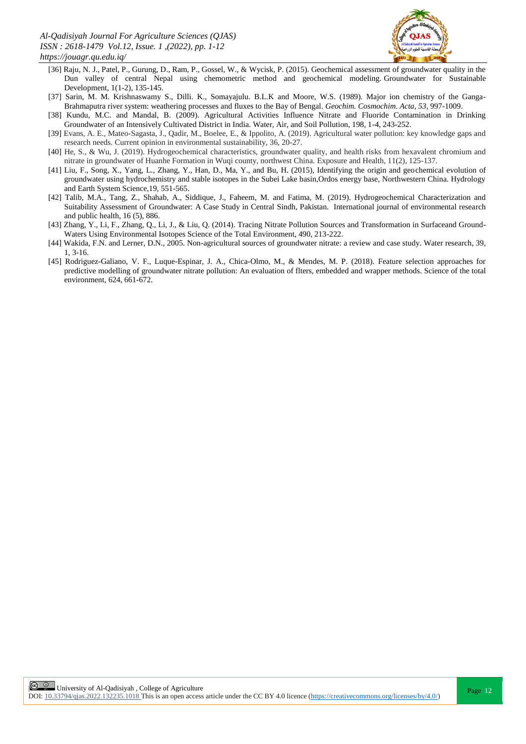[36] Raju, N. J., Patel, P., Gurung, D., Ram, P., Gossel, W., & Wycisk, P. (2015). Geochemical assessment of groundwater quality in the Dun valley of central Nepal using chemometric method and geochemical modeling. Groundwater for Sustainable Development, 1(1-2), 135-145.

[37] Sarin, M. M. Krishnaswamy S., Dilli. K., Somayajulu. B.L.K and Moore, W.S. (1989). Major ion chemistry of the Ganga-Brahmaputra river system: weathering processes and fluxes to the Bay of Bengal. *Geochim. Cosmochim. Acta, 53*, 997-1009.

[38] Kundu, M.C. and Mandal, B. (2009). Agricultural Activities Influence Nitrate and Fluoride Contamination in Drinking Groundwater of an Intensively Cultivated District in India. Water, Air, and Soil Pollution, 198, 1-4, 243-252.

[39] Evans, A. E., Mateo-Sagasta, J., Qadir, M., Boelee, E., & Ippolito, A. (2019). Agricultural water pollution: key knowledge gaps and research needs. Current opinion in environmental sustainability, 36, 20-27.

[40] He, S., & Wu, J. (2019). Hydrogeochemical characteristics, groundwater quality, and health risks from hexavalent chromium and nitrate in groundwater of Huanhe Formation in Wuqi county, northwest China. Exposure and Health, 11(2), 125-137.

[41] Liu, F., Song, X., Yang, L., Zhang, Y., Han, D., Ma, Y., and Bu, H. (2015), Identifying the origin and geochemical evolution of groundwater using hydrochemistry and stable isotopes in the Subei Lake basin,Ordos energy base, Northwestern China. Hydrology and Earth System Science,19, 551-565.

[42] Talib, M.A., Tang, Z., Shahab, A., Siddique, J., Faheem, M. and Fatima, M. (2019). Hydrogeochemical Characterization and Suitability Assessment of Groundwater: A Case Study in Central Sindh, Pakistan. International journal of environmental research and public health, 16 (5), 886.

[43] Zhang, Y., Li, F., Zhang, Q., Li, J., & Liu, Q. (2014). Tracing Nitrate Pollution Sources and Transformation in Surfaceand Ground-Waters Using Environmental Isotopes Science of the Total Environment, 490, 213-222.

[44] Wakida, F.N. and Lerner, D.N., 2005. Non-agricultural sources of groundwater nitrate: a review and case study. Water research, 39, 1, 3-16.

[45] Rodriguez-Galiano, V. F., Luque-Espinar, J. A., Chica-Olmo, M., & Mendes, M. P. (2018). Feature selection approaches for predictive modelling of groundwater nitrate pollution: An evaluation of flters, embedded and wrapper methods. Science of the total environment, 624, 661-672.